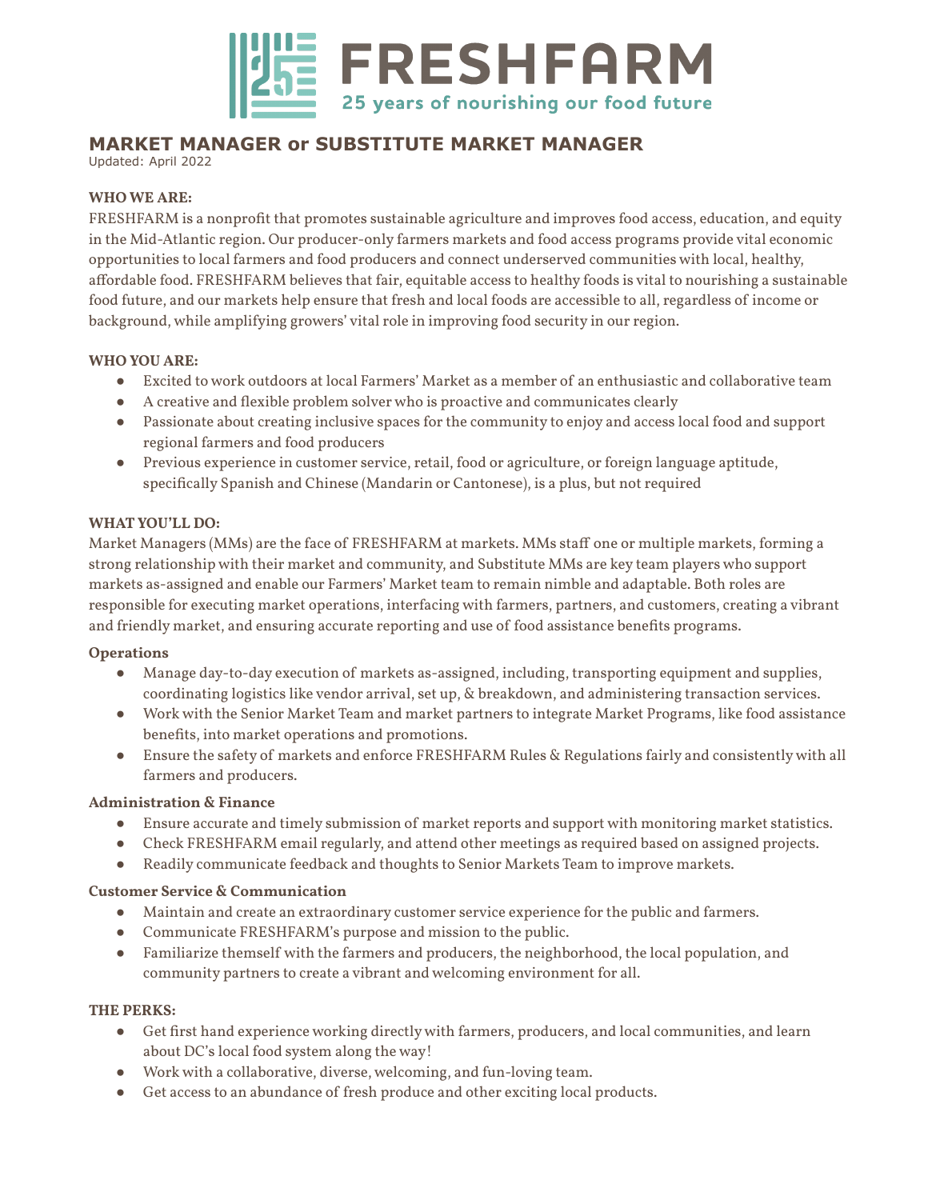# FRESHFARM

25 years of nourishing our food future

## MARKET MANAGER or SUBSTITUTE MARKET MANAGER

Updated: April 2022

**WHO WE ARE:**

FRESHFARM is a nonprofit that promotes sustainable agriculture and improves food access, education, and equity in the Mid-Atlantic region. Our producer-only farmers markets and food access programs provide vital economic opportunities to local farmers and food producers and connect underserved communities with local, healthy, affordable food. FRESHFARM believes that fair, equitable access to healthy foods is vital to nourishing a sustainable food future, and our markets help ensure that fresh and local foods are accessible to all, regardless of income or background, while amplifying growers' vital role in improving food security in our region.

**WHO YOU ARE:**

- Excited to work outdoors at local Farmers' Market as a member of an enthusiastic and collaborative team
- A creative and flexible problem solver who is proactive and communicates clearly
- Passionate about creating inclusive spaces for the community to enjoy and access local food and support regional farmers and food producers
- Previous experience in customer service, retail, food or agriculture, or foreign language aptitude, specifically Spanish and Chinese (Mandarin or Cantonese), is a plus, but not required

**WHAT YOU'LL DO:**

Market Managers (MMs) are the face of FRESHFARM at markets. MMs staff one or multiple markets, forming a strong relationship with their market and community, and Substitute MMs are key team players who support markets as-assigned and enable our Farmers' Market team to remain nimble and adaptable. Both roles are responsible for executing market operations, interfacing with farmers, partners, and customers, creating a vibrant and friendly market, and ensuring accurate reporting and use of food assistance benefits programs.

**Operations**

- Manage day-to-day execution of markets as-assigned, including, transporting equipment and supplies, coordinating logistics like vendor arrival, set up, & breakdown, and administering transaction services.
- Work with the Senior Market Team and market partners to integrate Market Programs, like food assistance benefits, into market operations and promotions.
- Ensure the safety of markets and enforce FRESHFARM Rules & Regulations fairly and consistently with all farmers and producers.

**Administration & Finance**

- Ensure accurate and timely submission of market reports and support with monitoring market statistics.
- Check FRESHFARM email regularly, and attend other meetings as required based on assigned projects.
- Readily communicate feedback and thoughts to Senior Markets Team to improve markets.

**Customer Service & Communication**

- Maintain and create an extraordinary customer service experience for the public and farmers.
- Communicate FRESHFARM's purpose and mission to the public.
- Familiarize themself with the farmers and producers, the neighborhood, the local population, and community partners to create a vibrant and welcoming environment for all.

**THE PERKS:**

- Get first hand experience working directly with farmers, producers, and local communities, and learn about DC's local food system along the way!
- Work with a collaborative, diverse, welcoming, and fun-loving team.
- Get access to an abundance of fresh produce and other exciting local products.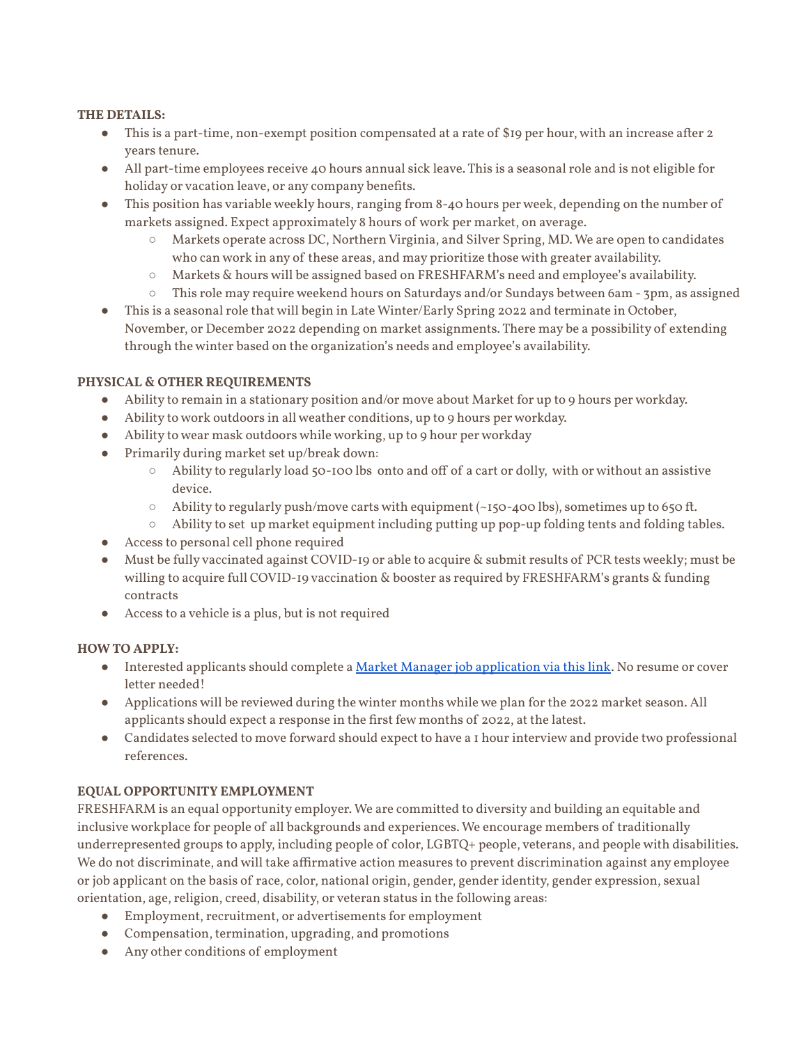**THE DETAILS:**

- This is a part-time, non-exempt position compensated at a rate of $19 per hour, with an increase after 2 years tenure.
- All part-time employees receive 40 hours annual sick leave. This is a seasonal role and is not eligible for holiday or vacation leave, or any company benefits.
- This position has variable weekly hours, ranging from 8-40 hours per week, depending on the number of markets assigned. Expect approximately 8 hours of work per market, on average.
  - Markets operate across DC, Northern Virginia, and Silver Spring, MD. We are open to candidates who can work in any of these areas, and may prioritize those with greater availability.
  - Markets & hours will be assigned based on FRESHFARM's need and employee's availability.
  - This role may require weekend hours on Saturdays and/or Sundays between 6am - 3pm, as assigned
- This is a seasonal role that will begin in Late Winter/Early Spring 2022 and terminate in October, November, or December 2022 depending on market assignments. There may be a possibility of extending through the winter based on the organization's needs and employee's availability.

**PHYSICAL & OTHER REQUIREMENTS**

- Ability to remain in a stationary position and/or move about Market for up to 9 hours per workday.
- Ability to work outdoors in all weather conditions, up to 9 hours per workday.
- Ability to wear mask outdoors while working, up to 9 hour per workday
- Primarily during market set up/break down:
  - Ability to regularly load 50-100 lbs onto and off of a cart or dolly, with or without an assistive device.
  - Ability to regularly push/move carts with equipment (~150-400 lbs), sometimes up to 650 ft.
  - Ability to set up market equipment including putting up pop-up folding tents and folding tables.
- Access to personal cell phone required
- Must be fully vaccinated against COVID-19 or able to acquire & submit results of PCR tests weekly; must be willing to acquire full COVID-19 vaccination & booster as required by FRESHFARM's grants & funding contracts
- Access to a vehicle is a plus, but is not required

**HOW TO APPLY:**

- Interested applicants should complete a Market Manager job application via this link. No resume or cover letter needed!
- Applications will be reviewed during the winter months while we plan for the 2022 market season. All applicants should expect a response in the first few months of 2022, at the latest.
- Candidates selected to move forward should expect to have a 1 hour interview and provide two professional references.

**EQUAL OPPORTUNITY EMPLOYMENT**

FRESHFARM is an equal opportunity employer. We are committed to diversity and building an equitable and inclusive workplace for people of all backgrounds and experiences. We encourage members of traditionally underrepresented groups to apply, including people of color, LGBTQ+ people, veterans, and people with disabilities. We do not discriminate, and will take affirmative action measures to prevent discrimination against any employee or job applicant on the basis of race, color, national origin, gender, gender identity, gender expression, sexual orientation, age, religion, creed, disability, or veteran status in the following areas:

- Employment, recruitment, or advertisements for employment
- Compensation, termination, upgrading, and promotions
- Any other conditions of employment